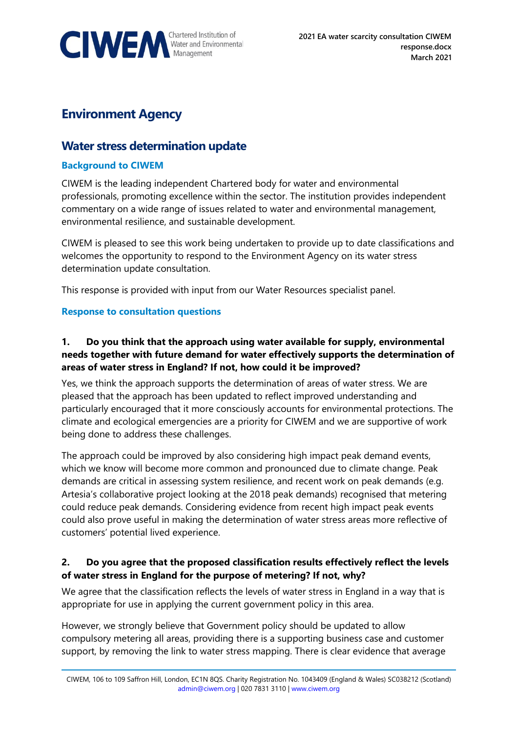# Environment Agency

## Water stress determination update

### Background to CIWEM

CIWEM is the leading independent Chartered body for water and environmental professionals, promoting excellence within the sector. The institution provides independent commentary on a wide range of issues related to water and environmental management, environmental resilience, and sustainable development.

CIWEM is pleased to see this work being undertaken to provide up to date classifications and welcomes the opportunity to respond to the Environment Agency on its water stress determination update consultation.

This response is provided with input from our Water Resources specialist panel.

### Response to consultation questions

**1. Do you think that the approach using water available for supply, environmental needs together with future demand for water effectively supports the determination of areas of water stress in England? If not, how could it be improved?**

Yes, we think the approach supports the determination of areas of water stress. We are pleased that the approach has been updated to reflect improved understanding and particularly encouraged that it more consciously accounts for environmental protections. The climate and ecological emergencies are a priority for CIWEM and we are supportive of work being done to address these challenges.

The approach could be improved by also considering high impact peak demand events, which we know will become more common and pronounced due to climate change. Peak demands are critical in assessing system resilience, and recent work on peak demands (e.g. Artesia's collaborative project looking at the 2018 peak demands) recognised that metering could reduce peak demands. Considering evidence from recent high impact peak events could also prove useful in making the determination of water stress areas more reflective of customers' potential lived experience.

**2. Do you agree that the proposed classification results effectively reflect the levels of water stress in England for the purpose of metering? If not, why?**

We agree that the classification reflects the levels of water stress in England in a way that is appropriate for use in applying the current government policy in this area.

However, we strongly believe that Government policy should be updated to allow compulsory metering all areas, providing there is a supporting business case and customer support, by removing the link to water stress mapping. There is clear evidence that average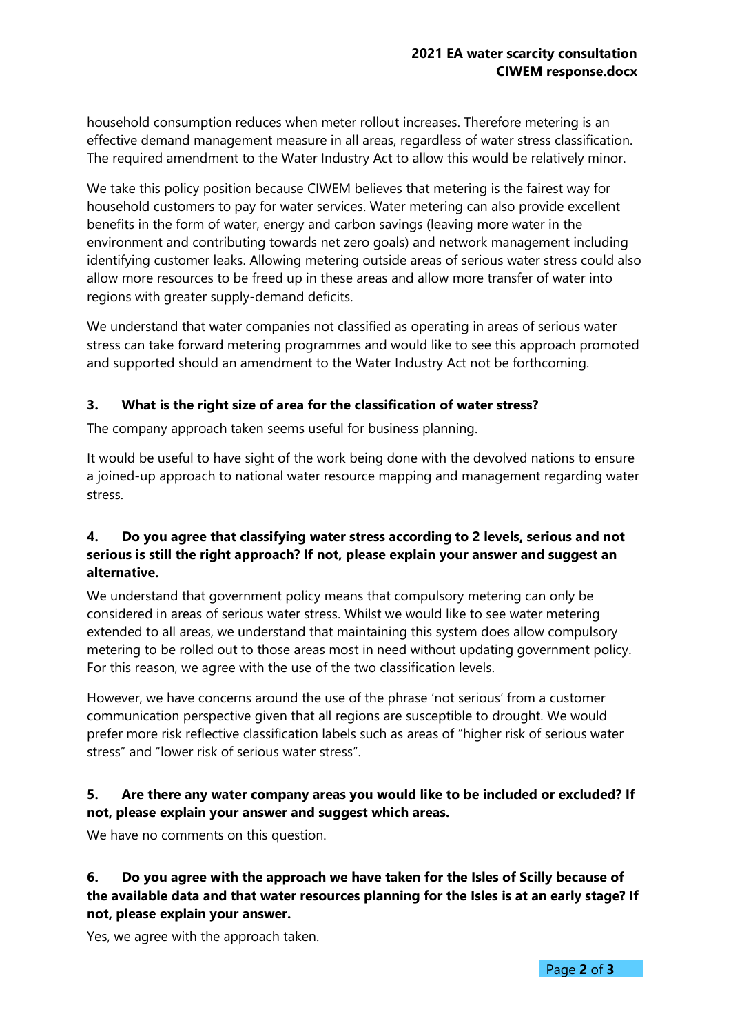household consumption reduces when meter rollout increases. Therefore metering is an effective demand management measure in all areas, regardless of water stress classification. The required amendment to the Water Industry Act to allow this would be relatively minor.

We take this policy position because CIWEM believes that metering is the fairest way for household customers to pay for water services. Water metering can also provide excellent benefits in the form of water, energy and carbon savings (leaving more water in the environment and contributing towards net zero goals) and network management including identifying customer leaks. Allowing metering outside areas of serious water stress could also allow more resources to be freed up in these areas and allow more transfer of water into regions with greater supply-demand deficits.

We understand that water companies not classified as operating in areas of serious water stress can take forward metering programmes and would like to see this approach promoted and supported should an amendment to the Water Industry Act not be forthcoming.

### 3. What is the right size of area for the classification of water stress?

The company approach taken seems useful for business planning.

It would be useful to have sight of the work being done with the devolved nations to ensure a joined-up approach to national water resource mapping and management regarding water stress.

### 4. Do you agree that classifying water stress according to 2 levels, serious and not serious is still the right approach? If not, please explain your answer and suggest an alternative.

We understand that government policy means that compulsory metering can only be considered in areas of serious water stress. Whilst we would like to see water metering extended to all areas, we understand that maintaining this system does allow compulsory metering to be rolled out to those areas most in need without updating government policy. For this reason, we agree with the use of the two classification levels.

However, we have concerns around the use of the phrase 'not serious' from a customer communication perspective given that all regions are susceptible to drought. We would prefer more risk reflective classification labels such as areas of "higher risk of serious water stress" and "lower risk of serious water stress".

### 5. Are there any water company areas you would like to be included or excluded? If not, please explain your answer and suggest which areas.

We have no comments on this question.

### 6. Do you agree with the approach we have taken for the Isles of Scilly because of the available data and that water resources planning for the Isles is at an early stage? If not, please explain your answer.

Yes, we agree with the approach taken.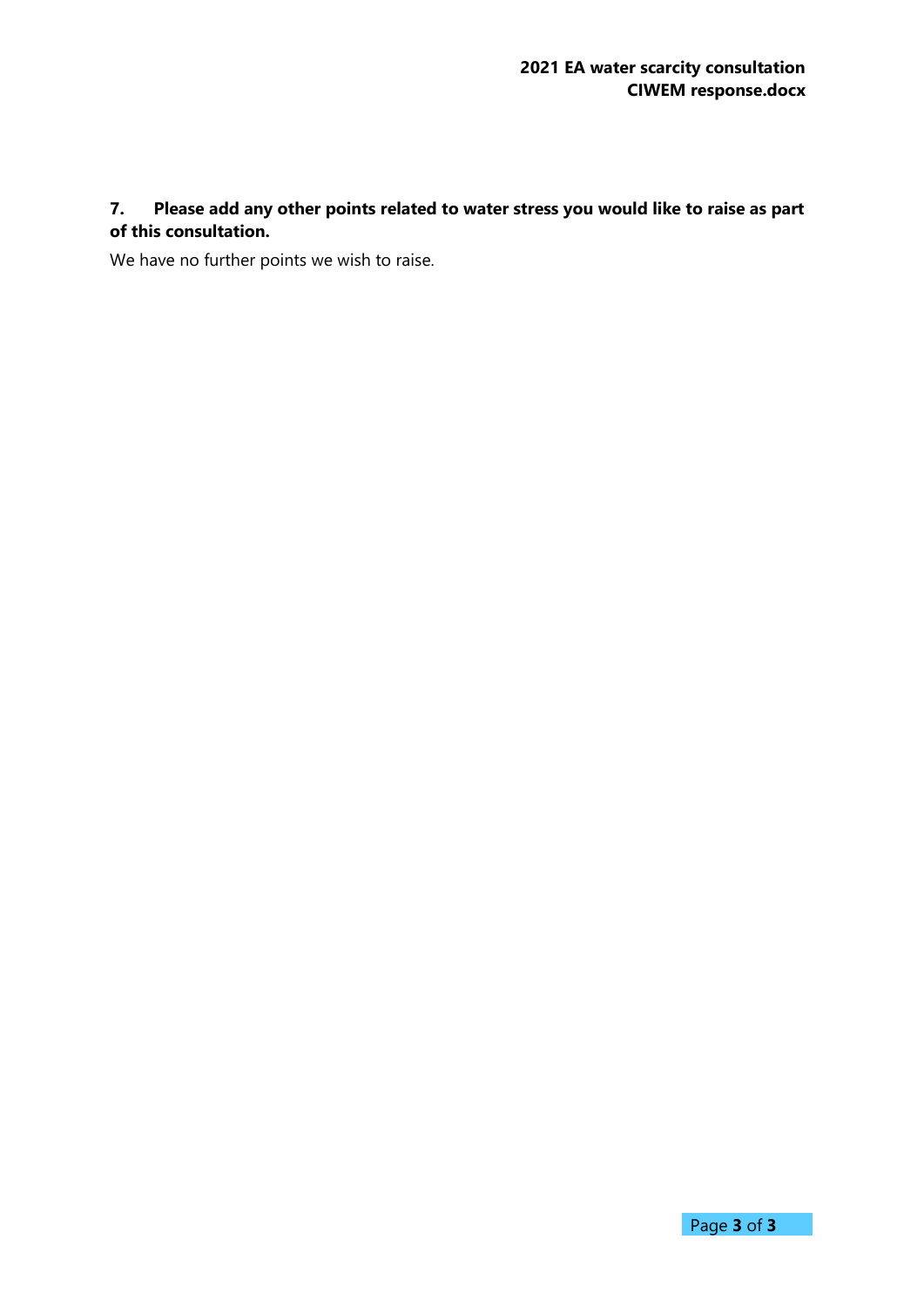**7. Please add any other points related to water stress you would like to raise as part of this consultation.**

We have no further points we wish to raise.